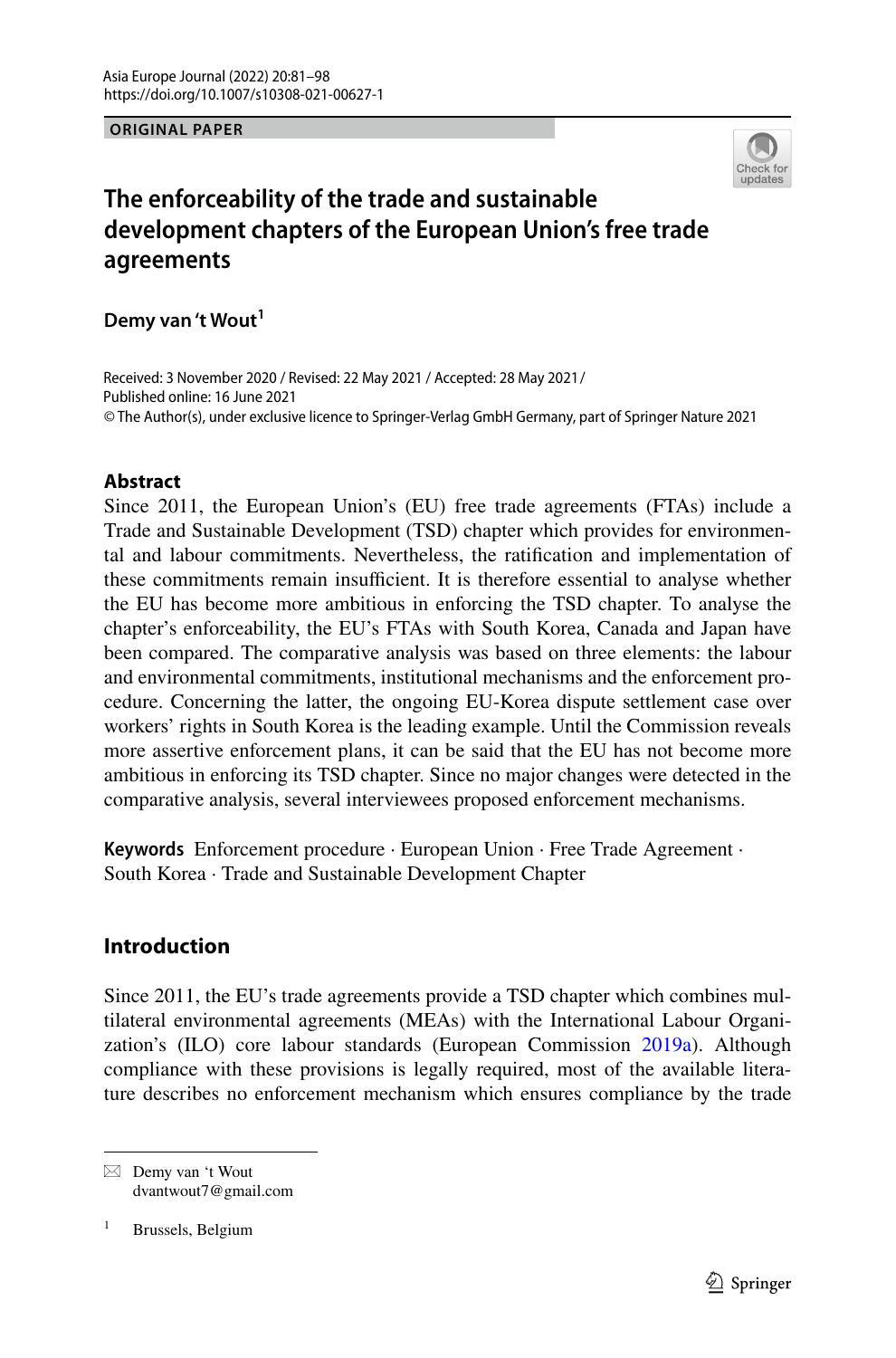ORIGINAL PAPER

# The enforceability of the trade and sustainable development chapters of the European Union's free trade agreements

**Demy van 't Wout**[1]

Received: 3 November 2020 / Revised: 22 May 2021 / Accepted: 28 May 2021 / Published online: 16 June 2021
© The Author(s), under exclusive licence to Springer-Verlag GmbH Germany, part of Springer Nature 2021

## Abstract

Since 2011, the European Union's (EU) free trade agreements (FTAs) include a Trade and Sustainable Development (TSD) chapter which provides for environmental and labour commitments. Nevertheless, the ratification and implementation of these commitments remain insufficient. It is therefore essential to analyse whether the EU has become more ambitious in enforcing the TSD chapter. To analyse the chapter's enforceability, the EU's FTAs with South Korea, Canada and Japan have been compared. The comparative analysis was based on three elements: the labour and environmental commitments, institutional mechanisms and the enforcement procedure. Concerning the latter, the ongoing EU-Korea dispute settlement case over workers' rights in South Korea is the leading example. Until the Commission reveals more assertive enforcement plans, it can be said that the EU has not become more ambitious in enforcing its TSD chapter. Since no major changes were detected in the comparative analysis, several interviewees proposed enforcement mechanisms.

**Keywords** Enforcement procedure · European Union · Free Trade Agreement · South Korea · Trade and Sustainable Development Chapter

## Introduction

Since 2011, the EU's trade agreements provide a TSD chapter which combines multilateral environmental agreements (MEAs) with the International Labour Organization's (ILO) core labour standards (European Commission 2019a). Although compliance with these provisions is legally required, most of the available literature describes no enforcement mechanism which ensures compliance by the trade

---

✉ Demy van 't Wout
dvantwout7@gmail.com

[1] Brussels, Belgium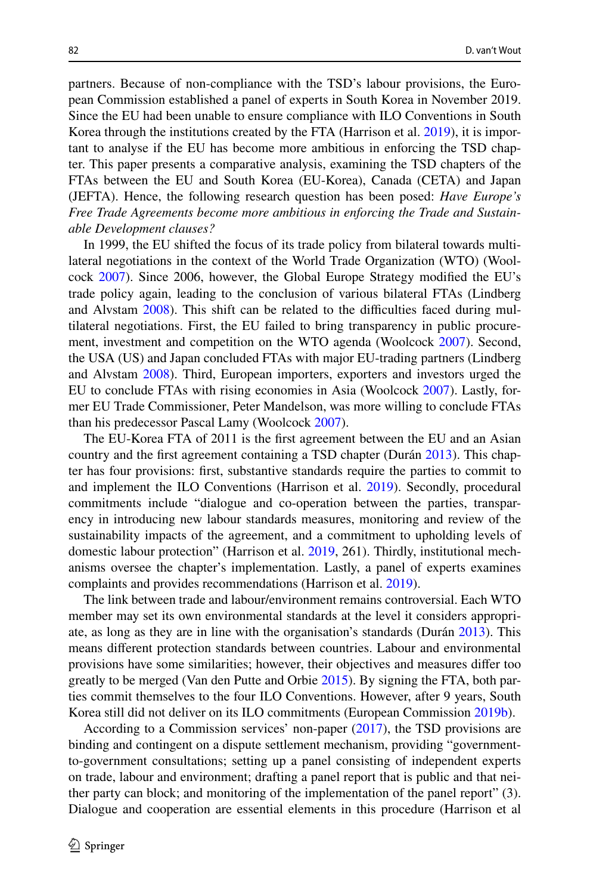partners. Because of non-compliance with the TSD's labour provisions, the European Commission established a panel of experts in South Korea in November 2019. Since the EU had been unable to ensure compliance with ILO Conventions in South Korea through the institutions created by the FTA (Harrison et al. 2019), it is important to analyse if the EU has become more ambitious in enforcing the TSD chapter. This paper presents a comparative analysis, examining the TSD chapters of the FTAs between the EU and South Korea (EU-Korea), Canada (CETA) and Japan (JEFTA). Hence, the following research question has been posed: *Have Europe's Free Trade Agreements become more ambitious in enforcing the Trade and Sustainable Development clauses?*

In 1999, the EU shifted the focus of its trade policy from bilateral towards multilateral negotiations in the context of the World Trade Organization (WTO) (Woolcock 2007). Since 2006, however, the Global Europe Strategy modified the EU's trade policy again, leading to the conclusion of various bilateral FTAs (Lindberg and Alvstam 2008). This shift can be related to the difficulties faced during multilateral negotiations. First, the EU failed to bring transparency in public procurement, investment and competition on the WTO agenda (Woolcock 2007). Second, the USA (US) and Japan concluded FTAs with major EU-trading partners (Lindberg and Alvstam 2008). Third, European importers, exporters and investors urged the EU to conclude FTAs with rising economies in Asia (Woolcock 2007). Lastly, former EU Trade Commissioner, Peter Mandelson, was more willing to conclude FTAs than his predecessor Pascal Lamy (Woolcock 2007).

The EU-Korea FTA of 2011 is the first agreement between the EU and an Asian country and the first agreement containing a TSD chapter (Durán 2013). This chapter has four provisions: first, substantive standards require the parties to commit to and implement the ILO Conventions (Harrison et al. 2019). Secondly, procedural commitments include "dialogue and co-operation between the parties, transparency in introducing new labour standards measures, monitoring and review of the sustainability impacts of the agreement, and a commitment to upholding levels of domestic labour protection" (Harrison et al. 2019, 261). Thirdly, institutional mechanisms oversee the chapter's implementation. Lastly, a panel of experts examines complaints and provides recommendations (Harrison et al. 2019).

The link between trade and labour/environment remains controversial. Each WTO member may set its own environmental standards at the level it considers appropriate, as long as they are in line with the organisation's standards (Durán 2013). This means different protection standards between countries. Labour and environmental provisions have some similarities; however, their objectives and measures differ too greatly to be merged (Van den Putte and Orbie 2015). By signing the FTA, both parties commit themselves to the four ILO Conventions. However, after 9 years, South Korea still did not deliver on its ILO commitments (European Commission 2019b).

According to a Commission services' non-paper (2017), the TSD provisions are binding and contingent on a dispute settlement mechanism, providing "government-to-government consultations; setting up a panel consisting of independent experts on trade, labour and environment; drafting a panel report that is public and that neither party can block; and monitoring of the implementation of the panel report" (3). Dialogue and cooperation are essential elements in this procedure (Harrison et al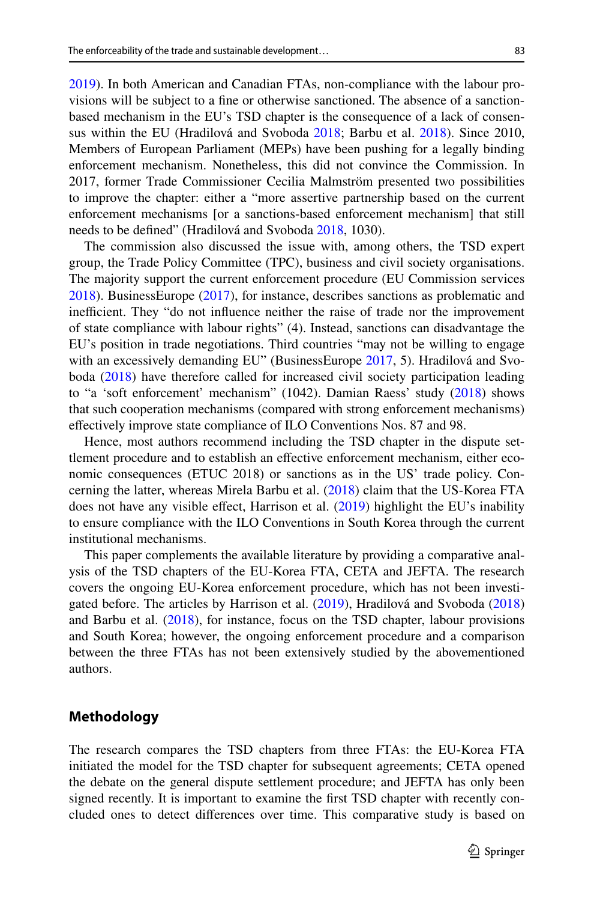2019). In both American and Canadian FTAs, non-compliance with the labour provisions will be subject to a fine or otherwise sanctioned. The absence of a sanction-based mechanism in the EU's TSD chapter is the consequence of a lack of consensus within the EU (Hradilová and Svoboda 2018; Barbu et al. 2018). Since 2010, Members of European Parliament (MEPs) have been pushing for a legally binding enforcement mechanism. Nonetheless, this did not convince the Commission. In 2017, former Trade Commissioner Cecilia Malmström presented two possibilities to improve the chapter: either a "more assertive partnership based on the current enforcement mechanisms [or a sanctions-based enforcement mechanism] that still needs to be defined" (Hradilová and Svoboda 2018, 1030).

The commission also discussed the issue with, among others, the TSD expert group, the Trade Policy Committee (TPC), business and civil society organisations. The majority support the current enforcement procedure (EU Commission services 2018). BusinessEurope (2017), for instance, describes sanctions as problematic and inefficient. They "do not influence neither the raise of trade nor the improvement of state compliance with labour rights" (4). Instead, sanctions can disadvantage the EU's position in trade negotiations. Third countries "may not be willing to engage with an excessively demanding EU" (BusinessEurope 2017, 5). Hradilová and Svoboda (2018) have therefore called for increased civil society participation leading to "a 'soft enforcement' mechanism" (1042). Damian Raess' study (2018) shows that such cooperation mechanisms (compared with strong enforcement mechanisms) effectively improve state compliance of ILO Conventions Nos. 87 and 98.

Hence, most authors recommend including the TSD chapter in the dispute settlement procedure and to establish an effective enforcement mechanism, either economic consequences (ETUC 2018) or sanctions as in the US' trade policy. Concerning the latter, whereas Mirela Barbu et al. (2018) claim that the US-Korea FTA does not have any visible effect, Harrison et al. (2019) highlight the EU's inability to ensure compliance with the ILO Conventions in South Korea through the current institutional mechanisms.

This paper complements the available literature by providing a comparative analysis of the TSD chapters of the EU-Korea FTA, CETA and JEFTA. The research covers the ongoing EU-Korea enforcement procedure, which has not been investigated before. The articles by Harrison et al. (2019), Hradilová and Svoboda (2018) and Barbu et al. (2018), for instance, focus on the TSD chapter, labour provisions and South Korea; however, the ongoing enforcement procedure and a comparison between the three FTAs has not been extensively studied by the abovementioned authors.

## Methodology

The research compares the TSD chapters from three FTAs: the EU-Korea FTA initiated the model for the TSD chapter for subsequent agreements; CETA opened the debate on the general dispute settlement procedure; and JEFTA has only been signed recently. It is important to examine the first TSD chapter with recently concluded ones to detect differences over time. This comparative study is based on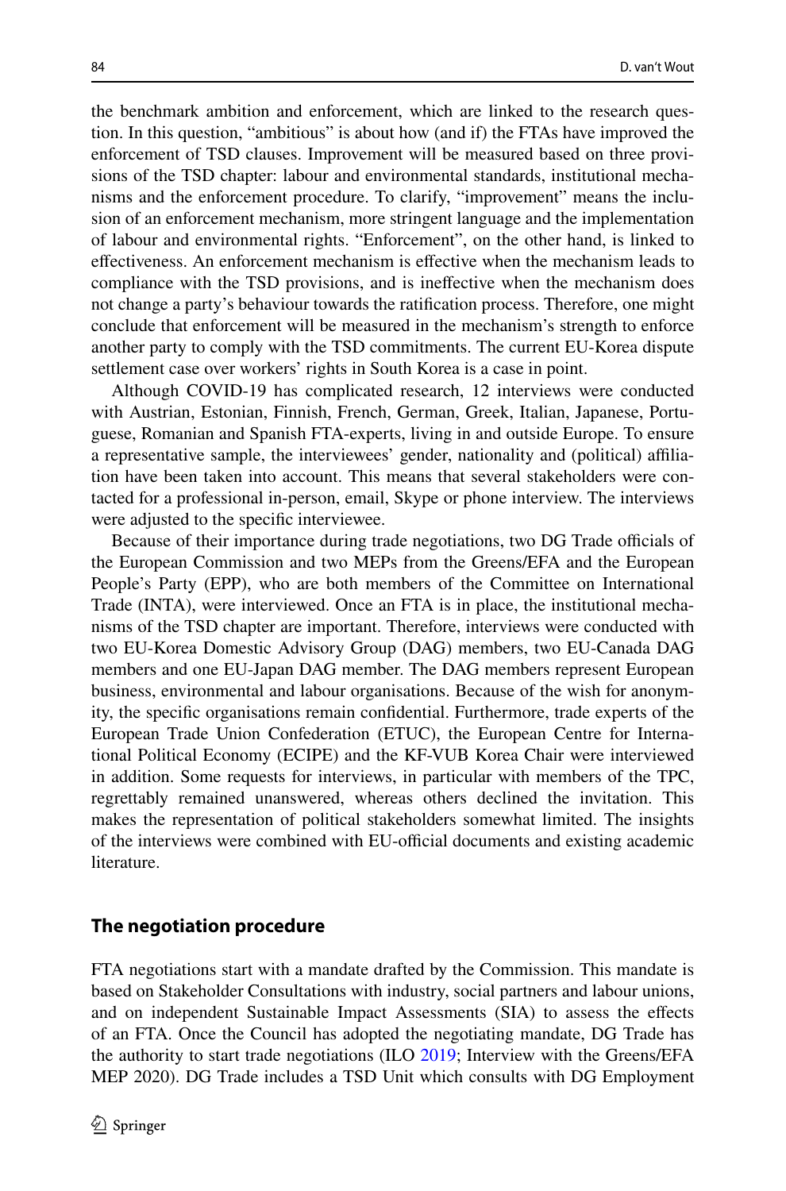the benchmark ambition and enforcement, which are linked to the research question. In this question, "ambitious" is about how (and if) the FTAs have improved the enforcement of TSD clauses. Improvement will be measured based on three provisions of the TSD chapter: labour and environmental standards, institutional mechanisms and the enforcement procedure. To clarify, "improvement" means the inclusion of an enforcement mechanism, more stringent language and the implementation of labour and environmental rights. "Enforcement", on the other hand, is linked to effectiveness. An enforcement mechanism is effective when the mechanism leads to compliance with the TSD provisions, and is ineffective when the mechanism does not change a party's behaviour towards the ratification process. Therefore, one might conclude that enforcement will be measured in the mechanism's strength to enforce another party to comply with the TSD commitments. The current EU-Korea dispute settlement case over workers' rights in South Korea is a case in point.

Although COVID-19 has complicated research, 12 interviews were conducted with Austrian, Estonian, Finnish, French, German, Greek, Italian, Japanese, Portuguese, Romanian and Spanish FTA-experts, living in and outside Europe. To ensure a representative sample, the interviewees' gender, nationality and (political) affiliation have been taken into account. This means that several stakeholders were contacted for a professional in-person, email, Skype or phone interview. The interviews were adjusted to the specific interviewee.

Because of their importance during trade negotiations, two DG Trade officials of the European Commission and two MEPs from the Greens/EFA and the European People's Party (EPP), who are both members of the Committee on International Trade (INTA), were interviewed. Once an FTA is in place, the institutional mechanisms of the TSD chapter are important. Therefore, interviews were conducted with two EU-Korea Domestic Advisory Group (DAG) members, two EU-Canada DAG members and one EU-Japan DAG member. The DAG members represent European business, environmental and labour organisations. Because of the wish for anonymity, the specific organisations remain confidential. Furthermore, trade experts of the European Trade Union Confederation (ETUC), the European Centre for International Political Economy (ECIPE) and the KF-VUB Korea Chair were interviewed in addition. Some requests for interviews, in particular with members of the TPC, regrettably remained unanswered, whereas others declined the invitation. This makes the representation of political stakeholders somewhat limited. The insights of the interviews were combined with EU-official documents and existing academic literature.

## The negotiation procedure

FTA negotiations start with a mandate drafted by the Commission. This mandate is based on Stakeholder Consultations with industry, social partners and labour unions, and on independent Sustainable Impact Assessments (SIA) to assess the effects of an FTA. Once the Council has adopted the negotiating mandate, DG Trade has the authority to start trade negotiations (ILO 2019; Interview with the Greens/EFA MEP 2020). DG Trade includes a TSD Unit which consults with DG Employment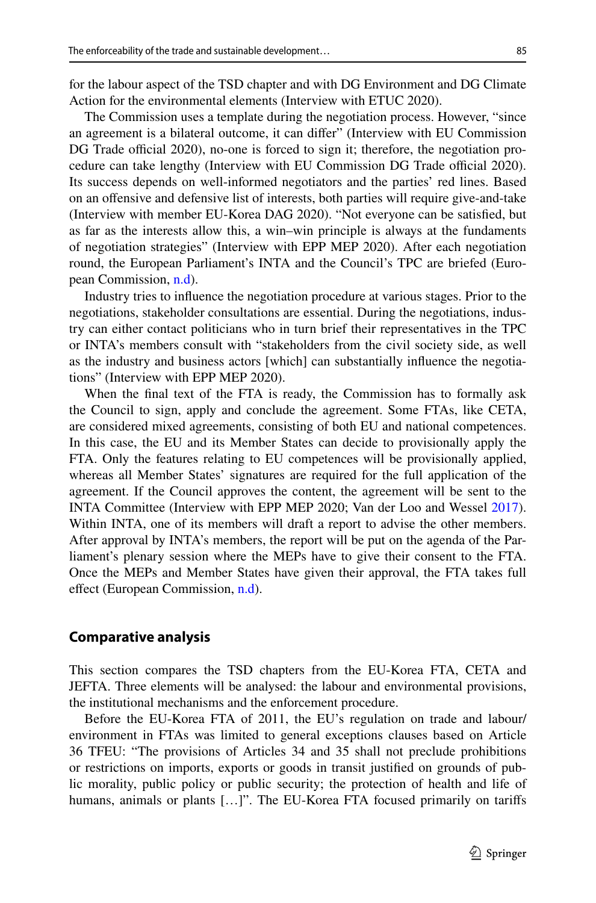for the labour aspect of the TSD chapter and with DG Environment and DG Climate Action for the environmental elements (Interview with ETUC 2020).

The Commission uses a template during the negotiation process. However, "since an agreement is a bilateral outcome, it can differ" (Interview with EU Commission DG Trade official 2020), no-one is forced to sign it; therefore, the negotiation procedure can take lengthy (Interview with EU Commission DG Trade official 2020). Its success depends on well-informed negotiators and the parties' red lines. Based on an offensive and defensive list of interests, both parties will require give-and-take (Interview with member EU-Korea DAG 2020). "Not everyone can be satisfied, but as far as the interests allow this, a win–win principle is always at the fundaments of negotiation strategies" (Interview with EPP MEP 2020). After each negotiation round, the European Parliament's INTA and the Council's TPC are briefed (European Commission, n.d).

Industry tries to influence the negotiation procedure at various stages. Prior to the negotiations, stakeholder consultations are essential. During the negotiations, industry can either contact politicians who in turn brief their representatives in the TPC or INTA's members consult with "stakeholders from the civil society side, as well as the industry and business actors [which] can substantially influence the negotiations" (Interview with EPP MEP 2020).

When the final text of the FTA is ready, the Commission has to formally ask the Council to sign, apply and conclude the agreement. Some FTAs, like CETA, are considered mixed agreements, consisting of both EU and national competences. In this case, the EU and its Member States can decide to provisionally apply the FTA. Only the features relating to EU competences will be provisionally applied, whereas all Member States' signatures are required for the full application of the agreement. If the Council approves the content, the agreement will be sent to the INTA Committee (Interview with EPP MEP 2020; Van der Loo and Wessel 2017). Within INTA, one of its members will draft a report to advise the other members. After approval by INTA's members, the report will be put on the agenda of the Parliament's plenary session where the MEPs have to give their consent to the FTA. Once the MEPs and Member States have given their approval, the FTA takes full effect (European Commission, n.d).

## Comparative analysis

This section compares the TSD chapters from the EU-Korea FTA, CETA and JEFTA. Three elements will be analysed: the labour and environmental provisions, the institutional mechanisms and the enforcement procedure.

Before the EU-Korea FTA of 2011, the EU's regulation on trade and labour/environment in FTAs was limited to general exceptions clauses based on Article 36 TFEU: "The provisions of Articles 34 and 35 shall not preclude prohibitions or restrictions on imports, exports or goods in transit justified on grounds of public morality, public policy or public security; the protection of health and life of humans, animals or plants […]". The EU-Korea FTA focused primarily on tariffs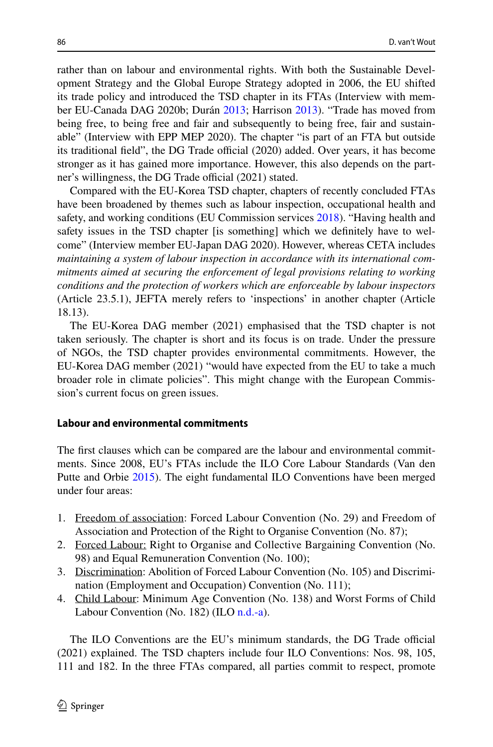rather than on labour and environmental rights. With both the Sustainable Development Strategy and the Global Europe Strategy adopted in 2006, the EU shifted its trade policy and introduced the TSD chapter in its FTAs (Interview with member EU-Canada DAG 2020b; Durán 2013; Harrison 2013). "Trade has moved from being free, to being free and fair and subsequently to being free, fair and sustainable" (Interview with EPP MEP 2020). The chapter "is part of an FTA but outside its traditional field", the DG Trade official (2020) added. Over years, it has become stronger as it has gained more importance. However, this also depends on the partner's willingness, the DG Trade official (2021) stated.

Compared with the EU-Korea TSD chapter, chapters of recently concluded FTAs have been broadened by themes such as labour inspection, occupational health and safety, and working conditions (EU Commission services 2018). "Having health and safety issues in the TSD chapter [is something] which we definitely have to welcome" (Interview member EU-Japan DAG 2020). However, whereas CETA includes *maintaining a system of labour inspection in accordance with its international commitments aimed at securing the enforcement of legal provisions relating to working conditions and the protection of workers which are enforceable by labour inspectors* (Article 23.5.1), JEFTA merely refers to 'inspections' in another chapter (Article 18.13).

The EU-Korea DAG member (2021) emphasised that the TSD chapter is not taken seriously. The chapter is short and its focus is on trade. Under the pressure of NGOs, the TSD chapter provides environmental commitments. However, the EU-Korea DAG member (2021) "would have expected from the EU to take a much broader role in climate policies". This might change with the European Commission's current focus on green issues.

### Labour and environmental commitments

The first clauses which can be compared are the labour and environmental commitments. Since 2008, EU's FTAs include the ILO Core Labour Standards (Van den Putte and Orbie 2015). The eight fundamental ILO Conventions have been merged under four areas:

1. <u>Freedom of association</u>: Forced Labour Convention (No. 29) and Freedom of Association and Protection of the Right to Organise Convention (No. 87);
2. <u>Forced Labour:</u> Right to Organise and Collective Bargaining Convention (No. 98) and Equal Remuneration Convention (No. 100);
3. <u>Discrimination</u>: Abolition of Forced Labour Convention (No. 105) and Discrimination (Employment and Occupation) Convention (No. 111);
4. <u>Child Labour</u>: Minimum Age Convention (No. 138) and Worst Forms of Child Labour Convention (No. 182) (ILO n.d.-a).

The ILO Conventions are the EU's minimum standards, the DG Trade official (2021) explained. The TSD chapters include four ILO Conventions: Nos. 98, 105, 111 and 182. In the three FTAs compared, all parties commit to respect, promote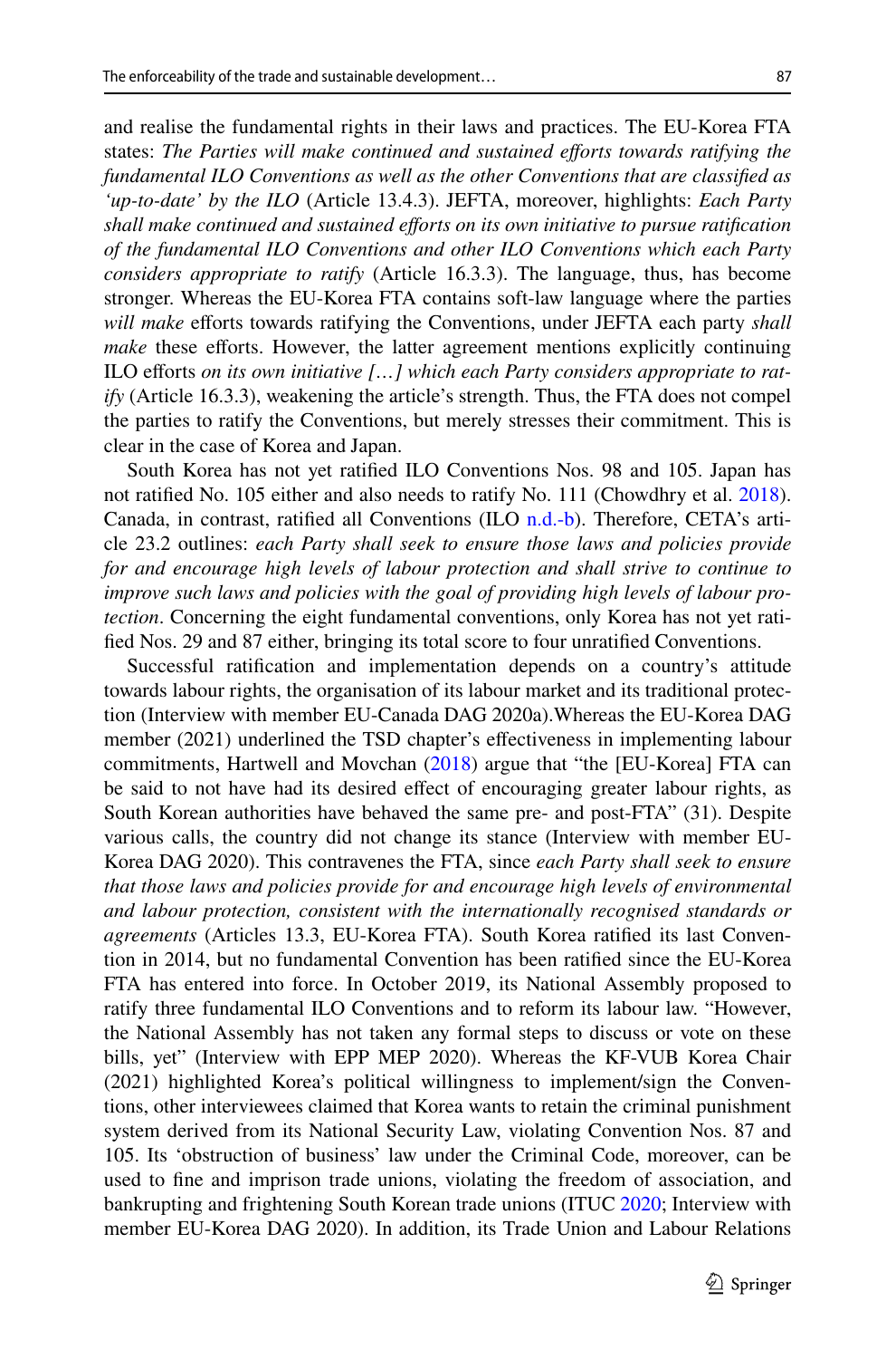and realise the fundamental rights in their laws and practices. The EU-Korea FTA states: *The Parties will make continued and sustained efforts towards ratifying the fundamental ILO Conventions as well as the other Conventions that are classified as 'up-to-date' by the ILO* (Article 13.4.3). JEFTA, moreover, highlights: *Each Party shall make continued and sustained efforts on its own initiative to pursue ratification of the fundamental ILO Conventions and other ILO Conventions which each Party considers appropriate to ratify* (Article 16.3.3). The language, thus, has become stronger. Whereas the EU-Korea FTA contains soft-law language where the parties *will make* efforts towards ratifying the Conventions, under JEFTA each party *shall make* these efforts. However, the latter agreement mentions explicitly continuing ILO efforts *on its own initiative […] which each Party considers appropriate to ratify* (Article 16.3.3), weakening the article's strength. Thus, the FTA does not compel the parties to ratify the Conventions, but merely stresses their commitment. This is clear in the case of Korea and Japan.

South Korea has not yet ratified ILO Conventions Nos. 98 and 105. Japan has not ratified No. 105 either and also needs to ratify No. 111 (Chowdhry et al. 2018). Canada, in contrast, ratified all Conventions (ILO n.d.-b). Therefore, CETA's article 23.2 outlines: *each Party shall seek to ensure those laws and policies provide for and encourage high levels of labour protection and shall strive to continue to improve such laws and policies with the goal of providing high levels of labour protection*. Concerning the eight fundamental conventions, only Korea has not yet ratified Nos. 29 and 87 either, bringing its total score to four unratified Conventions.

Successful ratification and implementation depends on a country's attitude towards labour rights, the organisation of its labour market and its traditional protection (Interview with member EU-Canada DAG 2020a).Whereas the EU-Korea DAG member (2021) underlined the TSD chapter's effectiveness in implementing labour commitments, Hartwell and Movchan (2018) argue that "the [EU-Korea] FTA can be said to not have had its desired effect of encouraging greater labour rights, as South Korean authorities have behaved the same pre- and post-FTA" (31). Despite various calls, the country did not change its stance (Interview with member EU-Korea DAG 2020). This contravenes the FTA, since *each Party shall seek to ensure that those laws and policies provide for and encourage high levels of environmental and labour protection, consistent with the internationally recognised standards or agreements* (Articles 13.3, EU-Korea FTA). South Korea ratified its last Convention in 2014, but no fundamental Convention has been ratified since the EU-Korea FTA has entered into force. In October 2019, its National Assembly proposed to ratify three fundamental ILO Conventions and to reform its labour law. "However, the National Assembly has not taken any formal steps to discuss or vote on these bills, yet" (Interview with EPP MEP 2020). Whereas the KF-VUB Korea Chair (2021) highlighted Korea's political willingness to implement/sign the Conventions, other interviewees claimed that Korea wants to retain the criminal punishment system derived from its National Security Law, violating Convention Nos. 87 and 105. Its 'obstruction of business' law under the Criminal Code, moreover, can be used to fine and imprison trade unions, violating the freedom of association, and bankrupting and frightening South Korean trade unions (ITUC 2020; Interview with member EU-Korea DAG 2020). In addition, its Trade Union and Labour Relations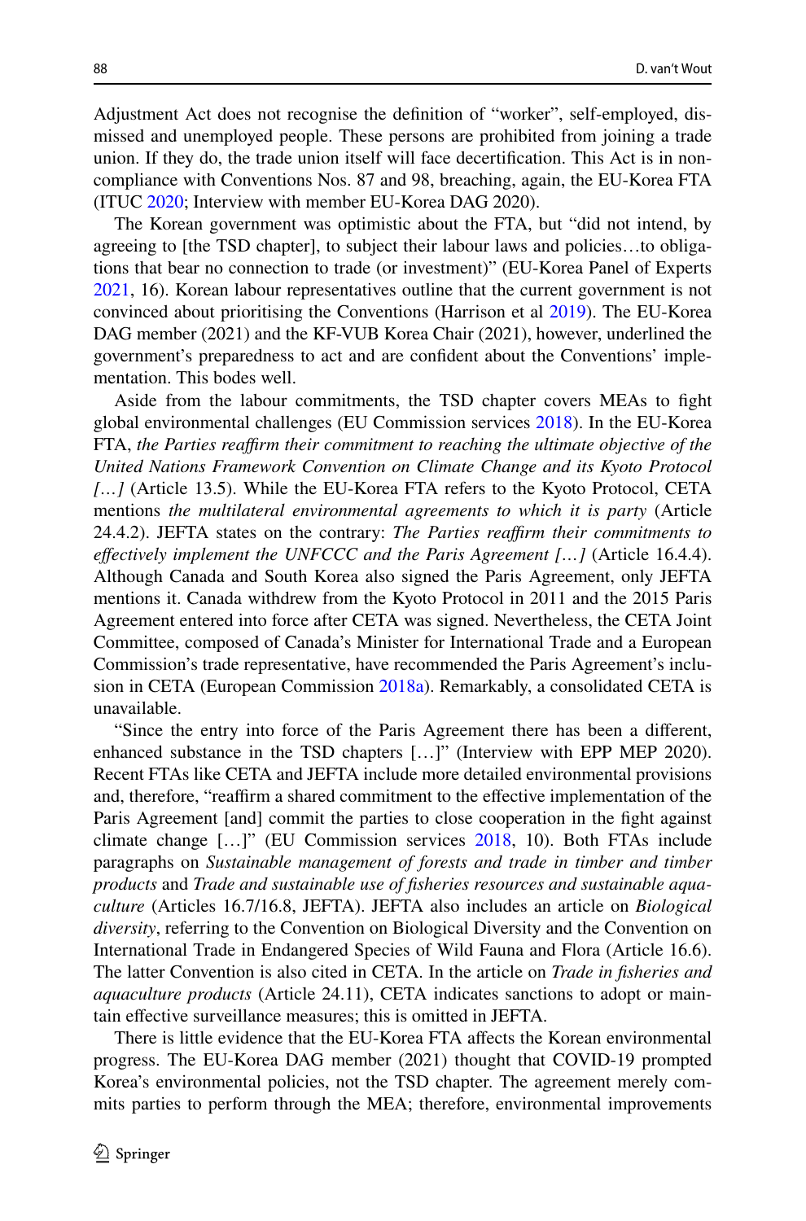Adjustment Act does not recognise the definition of "worker", self-employed, dismissed and unemployed people. These persons are prohibited from joining a trade union. If they do, the trade union itself will face decertification. This Act is in non-compliance with Conventions Nos. 87 and 98, breaching, again, the EU-Korea FTA (ITUC 2020; Interview with member EU-Korea DAG 2020).

The Korean government was optimistic about the FTA, but "did not intend, by agreeing to [the TSD chapter], to subject their labour laws and policies…to obligations that bear no connection to trade (or investment)" (EU-Korea Panel of Experts 2021, 16). Korean labour representatives outline that the current government is not convinced about prioritising the Conventions (Harrison et al 2019). The EU-Korea DAG member (2021) and the KF-VUB Korea Chair (2021), however, underlined the government's preparedness to act and are confident about the Conventions' implementation. This bodes well.

Aside from the labour commitments, the TSD chapter covers MEAs to fight global environmental challenges (EU Commission services 2018). In the EU-Korea FTA, *the Parties reaffirm their commitment to reaching the ultimate objective of the United Nations Framework Convention on Climate Change and its Kyoto Protocol […]* (Article 13.5). While the EU-Korea FTA refers to the Kyoto Protocol, CETA mentions *the multilateral environmental agreements to which it is party* (Article 24.4.2). JEFTA states on the contrary: *The Parties reaffirm their commitments to effectively implement the UNFCCC and the Paris Agreement […]* (Article 16.4.4). Although Canada and South Korea also signed the Paris Agreement, only JEFTA mentions it. Canada withdrew from the Kyoto Protocol in 2011 and the 2015 Paris Agreement entered into force after CETA was signed. Nevertheless, the CETA Joint Committee, composed of Canada's Minister for International Trade and a European Commission's trade representative, have recommended the Paris Agreement's inclusion in CETA (European Commission 2018a). Remarkably, a consolidated CETA is unavailable.

"Since the entry into force of the Paris Agreement there has been a different, enhanced substance in the TSD chapters […]" (Interview with EPP MEP 2020). Recent FTAs like CETA and JEFTA include more detailed environmental provisions and, therefore, "reaffirm a shared commitment to the effective implementation of the Paris Agreement [and] commit the parties to close cooperation in the fight against climate change […]" (EU Commission services 2018, 10). Both FTAs include paragraphs on *Sustainable management of forests and trade in timber and timber products* and *Trade and sustainable use of fisheries resources and sustainable aquaculture* (Articles 16.7/16.8, JEFTA). JEFTA also includes an article on *Biological diversity*, referring to the Convention on Biological Diversity and the Convention on International Trade in Endangered Species of Wild Fauna and Flora (Article 16.6). The latter Convention is also cited in CETA. In the article on *Trade in fisheries and aquaculture products* (Article 24.11), CETA indicates sanctions to adopt or maintain effective surveillance measures; this is omitted in JEFTA.

There is little evidence that the EU-Korea FTA affects the Korean environmental progress. The EU-Korea DAG member (2021) thought that COVID-19 prompted Korea's environmental policies, not the TSD chapter. The agreement merely commits parties to perform through the MEA; therefore, environmental improvements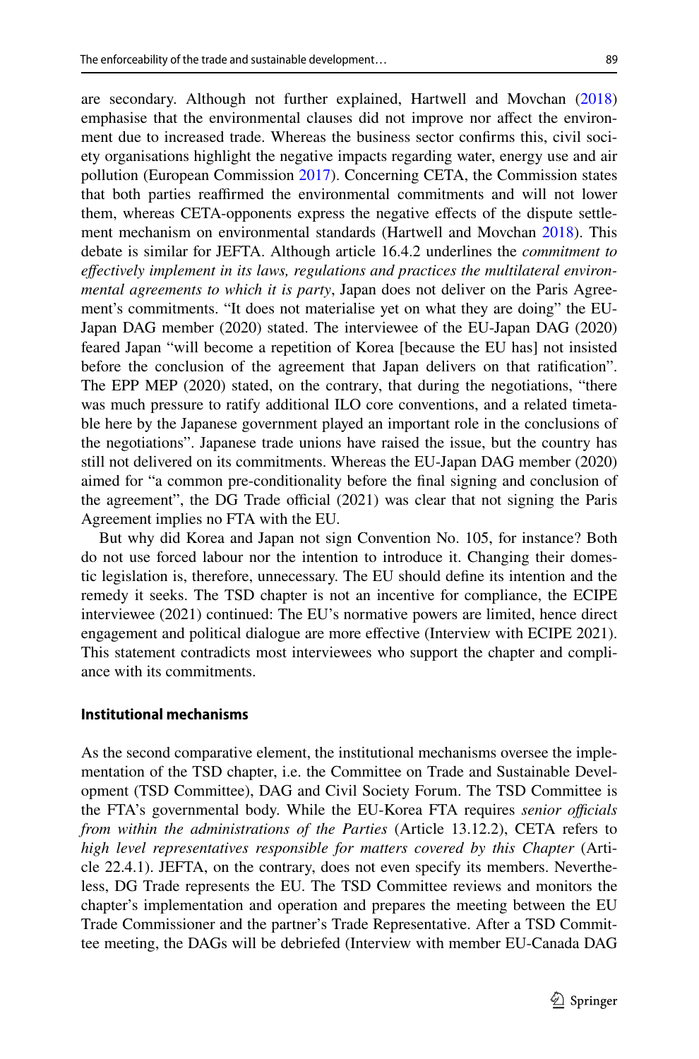are secondary. Although not further explained, Hartwell and Movchan (2018) emphasise that the environmental clauses did not improve nor affect the environment due to increased trade. Whereas the business sector confirms this, civil society organisations highlight the negative impacts regarding water, energy use and air pollution (European Commission 2017). Concerning CETA, the Commission states that both parties reaffirmed the environmental commitments and will not lower them, whereas CETA-opponents express the negative effects of the dispute settlement mechanism on environmental standards (Hartwell and Movchan 2018). This debate is similar for JEFTA. Although article 16.4.2 underlines the *commitment to effectively implement in its laws, regulations and practices the multilateral environmental agreements to which it is party*, Japan does not deliver on the Paris Agreement's commitments. "It does not materialise yet on what they are doing" the EU-Japan DAG member (2020) stated. The interviewee of the EU-Japan DAG (2020) feared Japan "will become a repetition of Korea [because the EU has] not insisted before the conclusion of the agreement that Japan delivers on that ratification". The EPP MEP (2020) stated, on the contrary, that during the negotiations, "there was much pressure to ratify additional ILO core conventions, and a related timetable here by the Japanese government played an important role in the conclusions of the negotiations". Japanese trade unions have raised the issue, but the country has still not delivered on its commitments. Whereas the EU-Japan DAG member (2020) aimed for "a common pre-conditionality before the final signing and conclusion of the agreement", the DG Trade official (2021) was clear that not signing the Paris Agreement implies no FTA with the EU.

But why did Korea and Japan not sign Convention No. 105, for instance? Both do not use forced labour nor the intention to introduce it. Changing their domestic legislation is, therefore, unnecessary. The EU should define its intention and the remedy it seeks. The TSD chapter is not an incentive for compliance, the ECIPE interviewee (2021) continued: The EU's normative powers are limited, hence direct engagement and political dialogue are more effective (Interview with ECIPE 2021). This statement contradicts most interviewees who support the chapter and compliance with its commitments.

### Institutional mechanisms

As the second comparative element, the institutional mechanisms oversee the implementation of the TSD chapter, i.e. the Committee on Trade and Sustainable Development (TSD Committee), DAG and Civil Society Forum. The TSD Committee is the FTA's governmental body. While the EU-Korea FTA requires *senior officials from within the administrations of the Parties* (Article 13.12.2), CETA refers to *high level representatives responsible for matters covered by this Chapter* (Article 22.4.1). JEFTA, on the contrary, does not even specify its members. Nevertheless, DG Trade represents the EU. The TSD Committee reviews and monitors the chapter's implementation and operation and prepares the meeting between the EU Trade Commissioner and the partner's Trade Representative. After a TSD Committee meeting, the DAGs will be debriefed (Interview with member EU-Canada DAG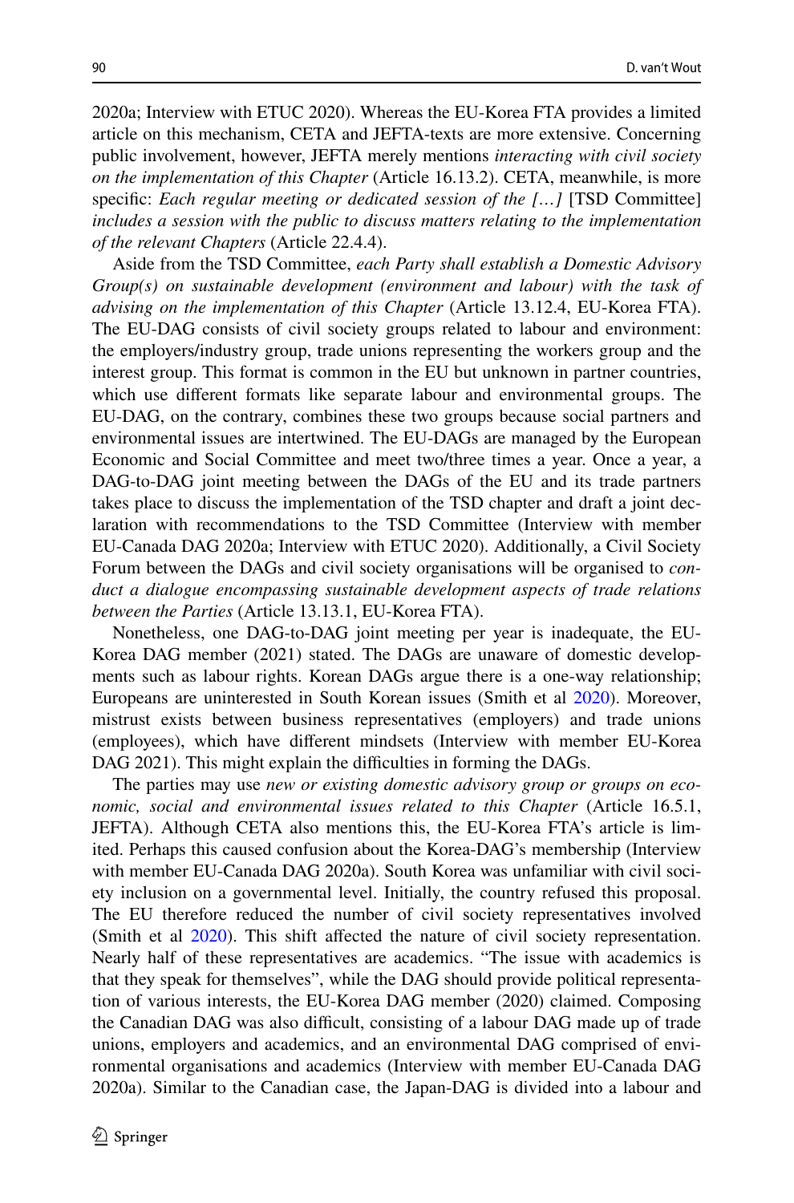2020a; Interview with ETUC 2020). Whereas the EU-Korea FTA provides a limited article on this mechanism, CETA and JEFTA-texts are more extensive. Concerning public involvement, however, JEFTA merely mentions *interacting with civil society on the implementation of this Chapter* (Article 16.13.2). CETA, meanwhile, is more specific: *Each regular meeting or dedicated session of the […]* [TSD Committee] *includes a session with the public to discuss matters relating to the implementation of the relevant Chapters* (Article 22.4.4).

Aside from the TSD Committee, *each Party shall establish a Domestic Advisory Group(s) on sustainable development (environment and labour) with the task of advising on the implementation of this Chapter* (Article 13.12.4, EU-Korea FTA). The EU-DAG consists of civil society groups related to labour and environment: the employers/industry group, trade unions representing the workers group and the interest group. This format is common in the EU but unknown in partner countries, which use different formats like separate labour and environmental groups. The EU-DAG, on the contrary, combines these two groups because social partners and environmental issues are intertwined. The EU-DAGs are managed by the European Economic and Social Committee and meet two/three times a year. Once a year, a DAG-to-DAG joint meeting between the DAGs of the EU and its trade partners takes place to discuss the implementation of the TSD chapter and draft a joint declaration with recommendations to the TSD Committee (Interview with member EU-Canada DAG 2020a; Interview with ETUC 2020). Additionally, a Civil Society Forum between the DAGs and civil society organisations will be organised to *conduct a dialogue encompassing sustainable development aspects of trade relations between the Parties* (Article 13.13.1, EU-Korea FTA).

Nonetheless, one DAG-to-DAG joint meeting per year is inadequate, the EU-Korea DAG member (2021) stated. The DAGs are unaware of domestic developments such as labour rights. Korean DAGs argue there is a one-way relationship; Europeans are uninterested in South Korean issues (Smith et al 2020). Moreover, mistrust exists between business representatives (employers) and trade unions (employees), which have different mindsets (Interview with member EU-Korea DAG 2021). This might explain the difficulties in forming the DAGs.

The parties may use *new or existing domestic advisory group or groups on economic, social and environmental issues related to this Chapter* (Article 16.5.1, JEFTA). Although CETA also mentions this, the EU-Korea FTA's article is limited. Perhaps this caused confusion about the Korea-DAG's membership (Interview with member EU-Canada DAG 2020a). South Korea was unfamiliar with civil society inclusion on a governmental level. Initially, the country refused this proposal. The EU therefore reduced the number of civil society representatives involved (Smith et al 2020). This shift affected the nature of civil society representation. Nearly half of these representatives are academics. "The issue with academics is that they speak for themselves", while the DAG should provide political representation of various interests, the EU-Korea DAG member (2020) claimed. Composing the Canadian DAG was also difficult, consisting of a labour DAG made up of trade unions, employers and academics, and an environmental DAG comprised of environmental organisations and academics (Interview with member EU-Canada DAG 2020a). Similar to the Canadian case, the Japan-DAG is divided into a labour and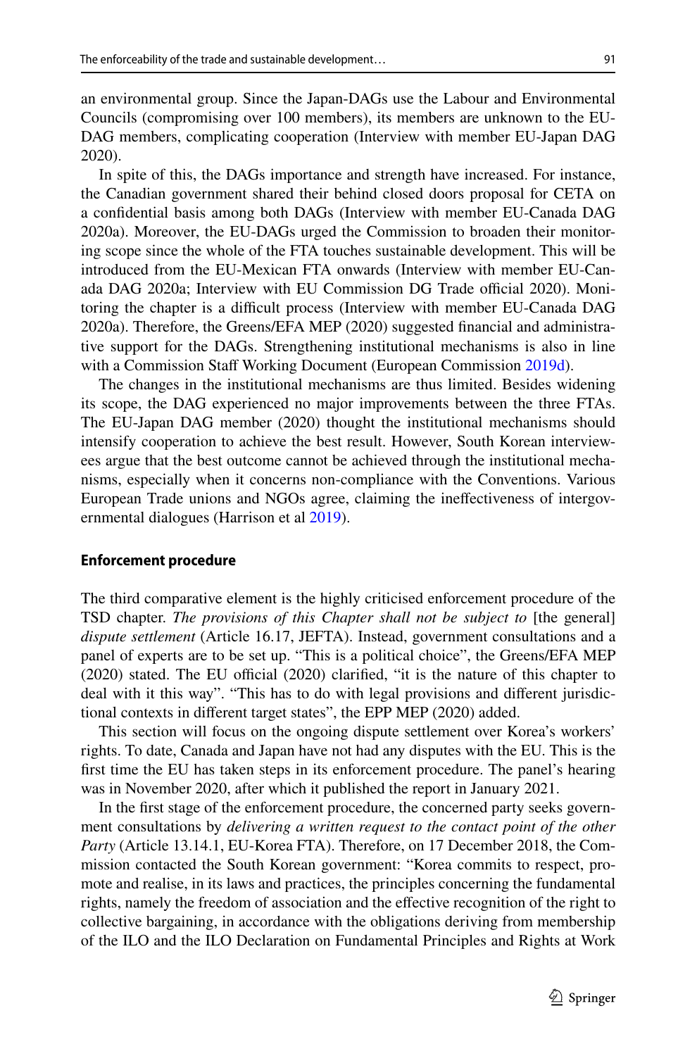an environmental group. Since the Japan-DAGs use the Labour and Environmental Councils (compromising over 100 members), its members are unknown to the EU-DAG members, complicating cooperation (Interview with member EU-Japan DAG 2020).

In spite of this, the DAGs importance and strength have increased. For instance, the Canadian government shared their behind closed doors proposal for CETA on a confidential basis among both DAGs (Interview with member EU-Canada DAG 2020a). Moreover, the EU-DAGs urged the Commission to broaden their monitoring scope since the whole of the FTA touches sustainable development. This will be introduced from the EU-Mexican FTA onwards (Interview with member EU-Canada DAG 2020a; Interview with EU Commission DG Trade official 2020). Monitoring the chapter is a difficult process (Interview with member EU-Canada DAG 2020a). Therefore, the Greens/EFA MEP (2020) suggested financial and administrative support for the DAGs. Strengthening institutional mechanisms is also in line with a Commission Staff Working Document (European Commission 2019d).

The changes in the institutional mechanisms are thus limited. Besides widening its scope, the DAG experienced no major improvements between the three FTAs. The EU-Japan DAG member (2020) thought the institutional mechanisms should intensify cooperation to achieve the best result. However, South Korean interviewees argue that the best outcome cannot be achieved through the institutional mechanisms, especially when it concerns non-compliance with the Conventions. Various European Trade unions and NGOs agree, claiming the ineffectiveness of intergovernmental dialogues (Harrison et al 2019).

**Enforcement procedure**

The third comparative element is the highly criticised enforcement procedure of the TSD chapter. *The provisions of this Chapter shall not be subject to* [the general] *dispute settlement* (Article 16.17, JEFTA). Instead, government consultations and a panel of experts are to be set up. "This is a political choice", the Greens/EFA MEP (2020) stated. The EU official (2020) clarified, "it is the nature of this chapter to deal with it this way". "This has to do with legal provisions and different jurisdictional contexts in different target states", the EPP MEP (2020) added.

This section will focus on the ongoing dispute settlement over Korea's workers' rights. To date, Canada and Japan have not had any disputes with the EU. This is the first time the EU has taken steps in its enforcement procedure. The panel's hearing was in November 2020, after which it published the report in January 2021.

In the first stage of the enforcement procedure, the concerned party seeks government consultations by *delivering a written request to the contact point of the other Party* (Article 13.14.1, EU-Korea FTA). Therefore, on 17 December 2018, the Commission contacted the South Korean government: "Korea commits to respect, promote and realise, in its laws and practices, the principles concerning the fundamental rights, namely the freedom of association and the effective recognition of the right to collective bargaining, in accordance with the obligations deriving from membership of the ILO and the ILO Declaration on Fundamental Principles and Rights at Work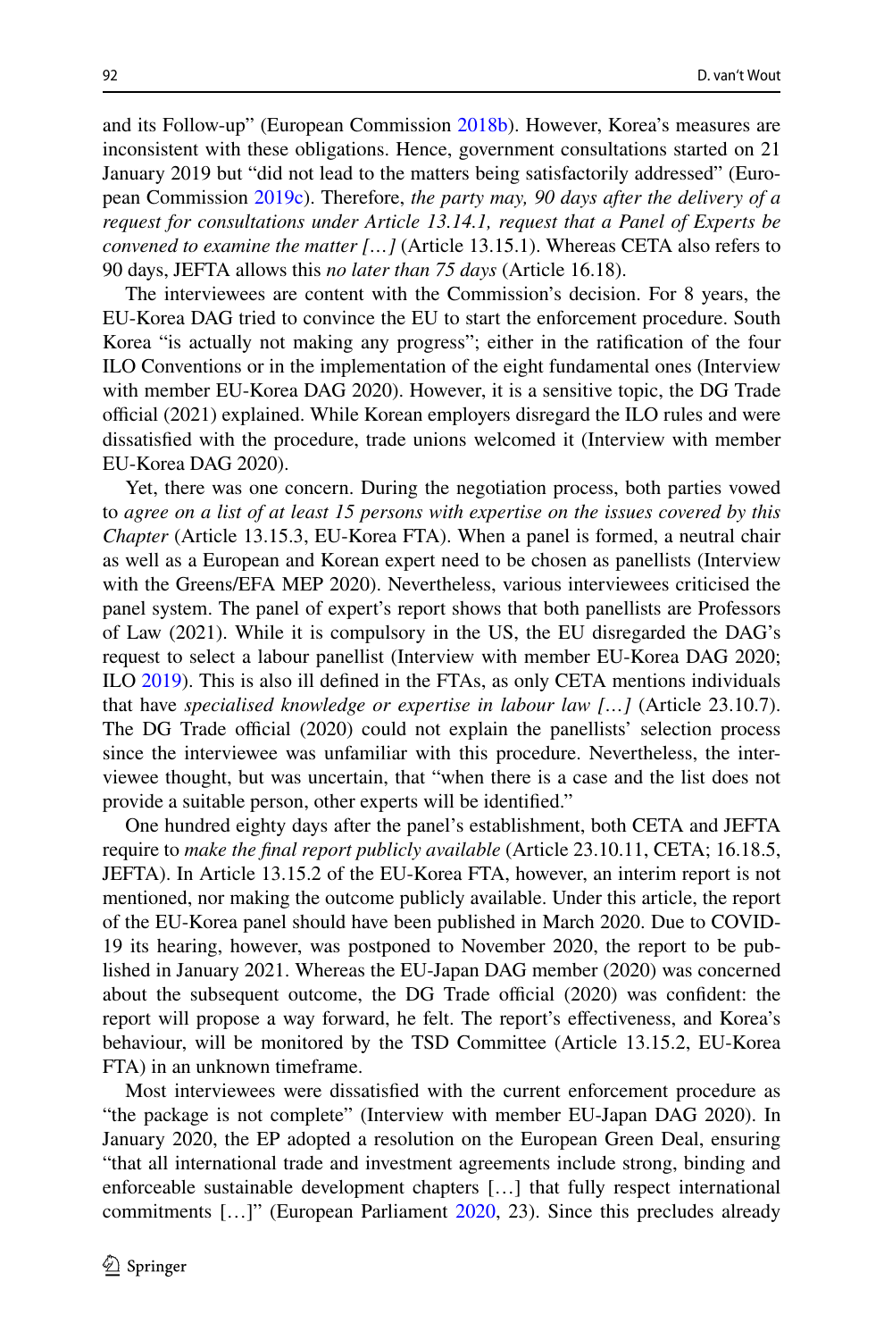and its Follow-up" (European Commission 2018b). However, Korea's measures are inconsistent with these obligations. Hence, government consultations started on 21 January 2019 but "did not lead to the matters being satisfactorily addressed" (European Commission 2019c). Therefore, *the party may, 90 days after the delivery of a request for consultations under Article 13.14.1, request that a Panel of Experts be convened to examine the matter […]* (Article 13.15.1). Whereas CETA also refers to 90 days, JEFTA allows this *no later than 75 days* (Article 16.18).

The interviewees are content with the Commission's decision. For 8 years, the EU-Korea DAG tried to convince the EU to start the enforcement procedure. South Korea "is actually not making any progress"; either in the ratification of the four ILO Conventions or in the implementation of the eight fundamental ones (Interview with member EU-Korea DAG 2020). However, it is a sensitive topic, the DG Trade official (2021) explained. While Korean employers disregard the ILO rules and were dissatisfied with the procedure, trade unions welcomed it (Interview with member EU-Korea DAG 2020).

Yet, there was one concern. During the negotiation process, both parties vowed to *agree on a list of at least 15 persons with expertise on the issues covered by this Chapter* (Article 13.15.3, EU-Korea FTA). When a panel is formed, a neutral chair as well as a European and Korean expert need to be chosen as panellists (Interview with the Greens/EFA MEP 2020). Nevertheless, various interviewees criticised the panel system. The panel of expert's report shows that both panellists are Professors of Law (2021). While it is compulsory in the US, the EU disregarded the DAG's request to select a labour panellist (Interview with member EU-Korea DAG 2020; ILO 2019). This is also ill defined in the FTAs, as only CETA mentions individuals that have *specialised knowledge or expertise in labour law […]* (Article 23.10.7). The DG Trade official (2020) could not explain the panellists' selection process since the interviewee was unfamiliar with this procedure. Nevertheless, the interviewee thought, but was uncertain, that "when there is a case and the list does not provide a suitable person, other experts will be identified."

One hundred eighty days after the panel's establishment, both CETA and JEFTA require to *make the final report publicly available* (Article 23.10.11, CETA; 16.18.5, JEFTA). In Article 13.15.2 of the EU-Korea FTA, however, an interim report is not mentioned, nor making the outcome publicly available. Under this article, the report of the EU-Korea panel should have been published in March 2020. Due to COVID-19 its hearing, however, was postponed to November 2020, the report to be published in January 2021. Whereas the EU-Japan DAG member (2020) was concerned about the subsequent outcome, the DG Trade official (2020) was confident: the report will propose a way forward, he felt. The report's effectiveness, and Korea's behaviour, will be monitored by the TSD Committee (Article 13.15.2, EU-Korea FTA) in an unknown timeframe.

Most interviewees were dissatisfied with the current enforcement procedure as "the package is not complete" (Interview with member EU-Japan DAG 2020). In January 2020, the EP adopted a resolution on the European Green Deal, ensuring "that all international trade and investment agreements include strong, binding and enforceable sustainable development chapters […] that fully respect international commitments […]" (European Parliament 2020, 23). Since this precludes already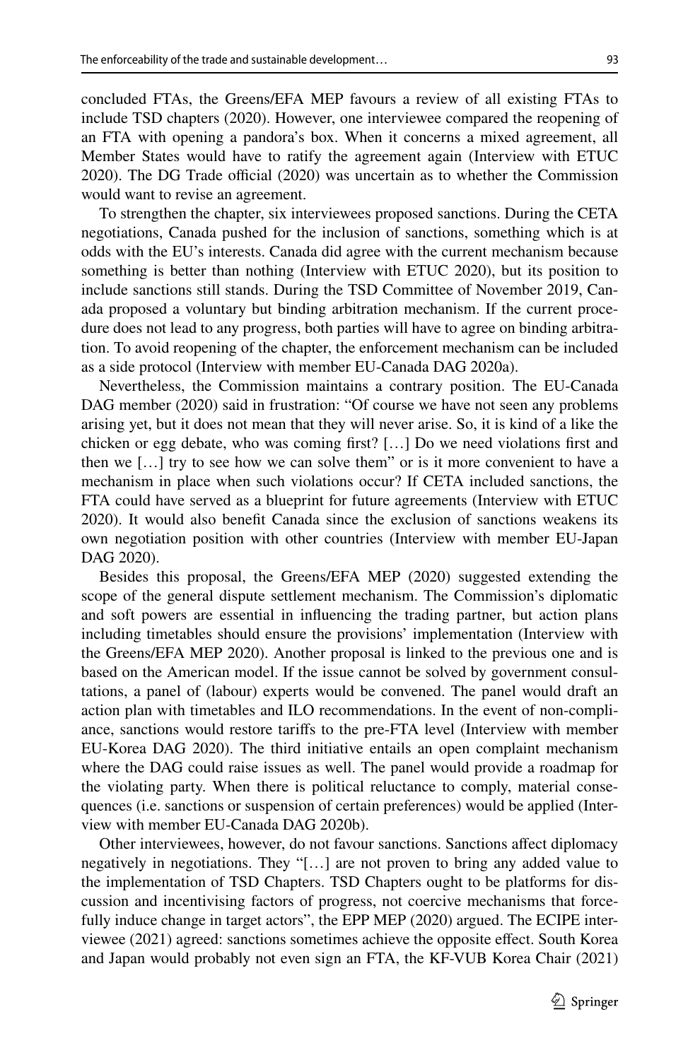concluded FTAs, the Greens/EFA MEP favours a review of all existing FTAs to include TSD chapters (2020). However, one interviewee compared the reopening of an FTA with opening a pandora's box. When it concerns a mixed agreement, all Member States would have to ratify the agreement again (Interview with ETUC 2020). The DG Trade official (2020) was uncertain as to whether the Commission would want to revise an agreement.

To strengthen the chapter, six interviewees proposed sanctions. During the CETA negotiations, Canada pushed for the inclusion of sanctions, something which is at odds with the EU's interests. Canada did agree with the current mechanism because something is better than nothing (Interview with ETUC 2020), but its position to include sanctions still stands. During the TSD Committee of November 2019, Canada proposed a voluntary but binding arbitration mechanism. If the current procedure does not lead to any progress, both parties will have to agree on binding arbitration. To avoid reopening of the chapter, the enforcement mechanism can be included as a side protocol (Interview with member EU-Canada DAG 2020a).

Nevertheless, the Commission maintains a contrary position. The EU-Canada DAG member (2020) said in frustration: "Of course we have not seen any problems arising yet, but it does not mean that they will never arise. So, it is kind of a like the chicken or egg debate, who was coming first? […] Do we need violations first and then we […] try to see how we can solve them" or is it more convenient to have a mechanism in place when such violations occur? If CETA included sanctions, the FTA could have served as a blueprint for future agreements (Interview with ETUC 2020). It would also benefit Canada since the exclusion of sanctions weakens its own negotiation position with other countries (Interview with member EU-Japan DAG 2020).

Besides this proposal, the Greens/EFA MEP (2020) suggested extending the scope of the general dispute settlement mechanism. The Commission's diplomatic and soft powers are essential in influencing the trading partner, but action plans including timetables should ensure the provisions' implementation (Interview with the Greens/EFA MEP 2020). Another proposal is linked to the previous one and is based on the American model. If the issue cannot be solved by government consultations, a panel of (labour) experts would be convened. The panel would draft an action plan with timetables and ILO recommendations. In the event of non-compliance, sanctions would restore tariffs to the pre-FTA level (Interview with member EU-Korea DAG 2020). The third initiative entails an open complaint mechanism where the DAG could raise issues as well. The panel would provide a roadmap for the violating party. When there is political reluctance to comply, material consequences (i.e. sanctions or suspension of certain preferences) would be applied (Interview with member EU-Canada DAG 2020b).

Other interviewees, however, do not favour sanctions. Sanctions affect diplomacy negatively in negotiations. They "[…] are not proven to bring any added value to the implementation of TSD Chapters. TSD Chapters ought to be platforms for discussion and incentivising factors of progress, not coercive mechanisms that forcefully induce change in target actors", the EPP MEP (2020) argued. The ECIPE interviewee (2021) agreed: sanctions sometimes achieve the opposite effect. South Korea and Japan would probably not even sign an FTA, the KF-VUB Korea Chair (2021)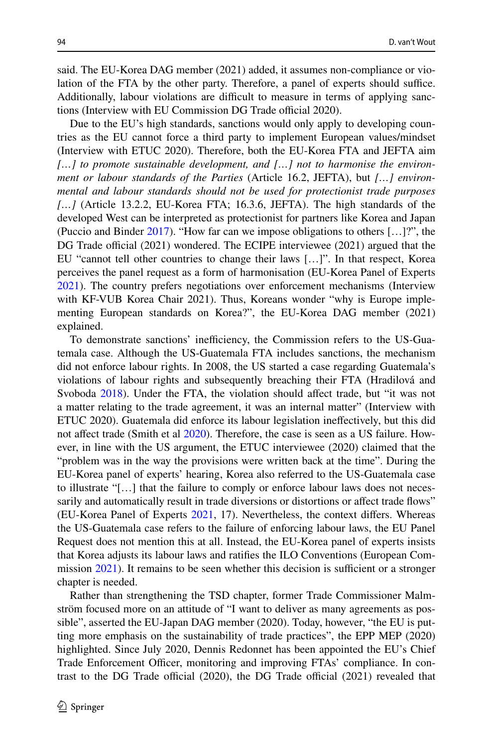said. The EU-Korea DAG member (2021) added, it assumes non-compliance or violation of the FTA by the other party. Therefore, a panel of experts should suffice. Additionally, labour violations are difficult to measure in terms of applying sanctions (Interview with EU Commission DG Trade official 2020).

Due to the EU's high standards, sanctions would only apply to developing countries as the EU cannot force a third party to implement European values/mindset (Interview with ETUC 2020). Therefore, both the EU-Korea FTA and JEFTA aim *[…] to promote sustainable development, and […] not to harmonise the environment or labour standards of the Parties* (Article 16.2, JEFTA), but *[…] environmental and labour standards should not be used for protectionist trade purposes […]* (Article 13.2.2, EU-Korea FTA; 16.3.6, JEFTA). The high standards of the developed West can be interpreted as protectionist for partners like Korea and Japan (Puccio and Binder 2017). "How far can we impose obligations to others […]?", the DG Trade official (2021) wondered. The ECIPE interviewee (2021) argued that the EU "cannot tell other countries to change their laws […]". In that respect, Korea perceives the panel request as a form of harmonisation (EU-Korea Panel of Experts 2021). The country prefers negotiations over enforcement mechanisms (Interview with KF-VUB Korea Chair 2021). Thus, Koreans wonder "why is Europe implementing European standards on Korea?", the EU-Korea DAG member (2021) explained.

To demonstrate sanctions' inefficiency, the Commission refers to the US-Guatemala case. Although the US-Guatemala FTA includes sanctions, the mechanism did not enforce labour rights. In 2008, the US started a case regarding Guatemala's violations of labour rights and subsequently breaching their FTA (Hradilová and Svoboda 2018). Under the FTA, the violation should affect trade, but "it was not a matter relating to the trade agreement, it was an internal matter" (Interview with ETUC 2020). Guatemala did enforce its labour legislation ineffectively, but this did not affect trade (Smith et al 2020). Therefore, the case is seen as a US failure. However, in line with the US argument, the ETUC interviewee (2020) claimed that the "problem was in the way the provisions were written back at the time". During the EU-Korea panel of experts' hearing, Korea also referred to the US-Guatemala case to illustrate "[…] that the failure to comply or enforce labour laws does not necessarily and automatically result in trade diversions or distortions or affect trade flows" (EU-Korea Panel of Experts 2021, 17). Nevertheless, the context differs. Whereas the US-Guatemala case refers to the failure of enforcing labour laws, the EU Panel Request does not mention this at all. Instead, the EU-Korea panel of experts insists that Korea adjusts its labour laws and ratifies the ILO Conventions (European Commission 2021). It remains to be seen whether this decision is sufficient or a stronger chapter is needed.

Rather than strengthening the TSD chapter, former Trade Commissioner Malmström focused more on an attitude of "I want to deliver as many agreements as possible", asserted the EU-Japan DAG member (2020). Today, however, "the EU is putting more emphasis on the sustainability of trade practices", the EPP MEP (2020) highlighted. Since July 2020, Dennis Redonnet has been appointed the EU's Chief Trade Enforcement Officer, monitoring and improving FTAs' compliance. In contrast to the DG Trade official (2020), the DG Trade official (2021) revealed that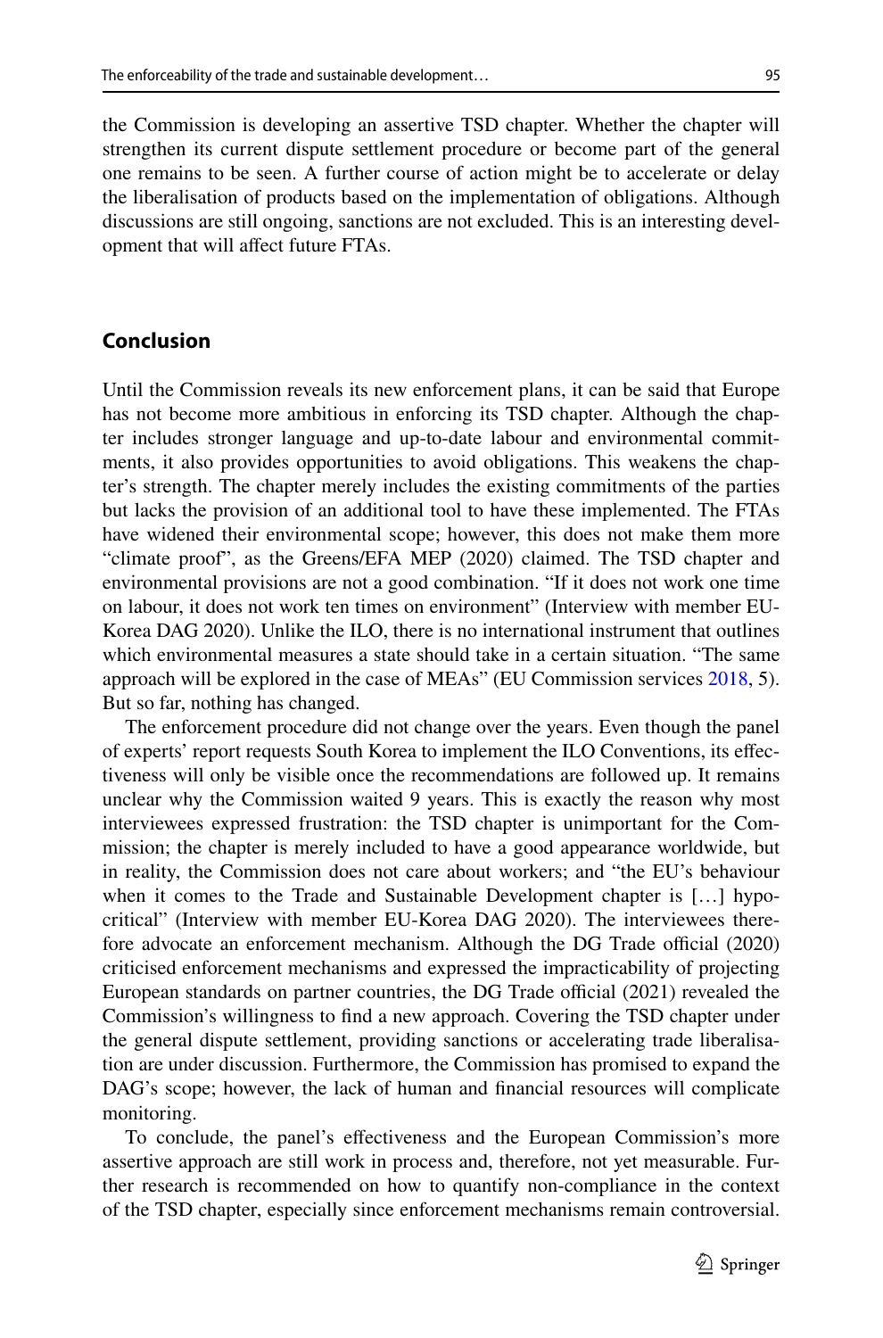the Commission is developing an assertive TSD chapter. Whether the chapter will strengthen its current dispute settlement procedure or become part of the general one remains to be seen. A further course of action might be to accelerate or delay the liberalisation of products based on the implementation of obligations. Although discussions are still ongoing, sanctions are not excluded. This is an interesting development that will affect future FTAs.

## Conclusion

Until the Commission reveals its new enforcement plans, it can be said that Europe has not become more ambitious in enforcing its TSD chapter. Although the chapter includes stronger language and up-to-date labour and environmental commitments, it also provides opportunities to avoid obligations. This weakens the chapter's strength. The chapter merely includes the existing commitments of the parties but lacks the provision of an additional tool to have these implemented. The FTAs have widened their environmental scope; however, this does not make them more "climate proof", as the Greens/EFA MEP (2020) claimed. The TSD chapter and environmental provisions are not a good combination. "If it does not work one time on labour, it does not work ten times on environment" (Interview with member EU-Korea DAG 2020). Unlike the ILO, there is no international instrument that outlines which environmental measures a state should take in a certain situation. "The same approach will be explored in the case of MEAs" (EU Commission services 2018, 5). But so far, nothing has changed.

The enforcement procedure did not change over the years. Even though the panel of experts' report requests South Korea to implement the ILO Conventions, its effectiveness will only be visible once the recommendations are followed up. It remains unclear why the Commission waited 9 years. This is exactly the reason why most interviewees expressed frustration: the TSD chapter is unimportant for the Commission; the chapter is merely included to have a good appearance worldwide, but in reality, the Commission does not care about workers; and "the EU's behaviour when it comes to the Trade and Sustainable Development chapter is […] hypocritical" (Interview with member EU-Korea DAG 2020). The interviewees therefore advocate an enforcement mechanism. Although the DG Trade official (2020) criticised enforcement mechanisms and expressed the impracticability of projecting European standards on partner countries, the DG Trade official (2021) revealed the Commission's willingness to find a new approach. Covering the TSD chapter under the general dispute settlement, providing sanctions or accelerating trade liberalisation are under discussion. Furthermore, the Commission has promised to expand the DAG's scope; however, the lack of human and financial resources will complicate monitoring.

To conclude, the panel's effectiveness and the European Commission's more assertive approach are still work in process and, therefore, not yet measurable. Further research is recommended on how to quantify non-compliance in the context of the TSD chapter, especially since enforcement mechanisms remain controversial.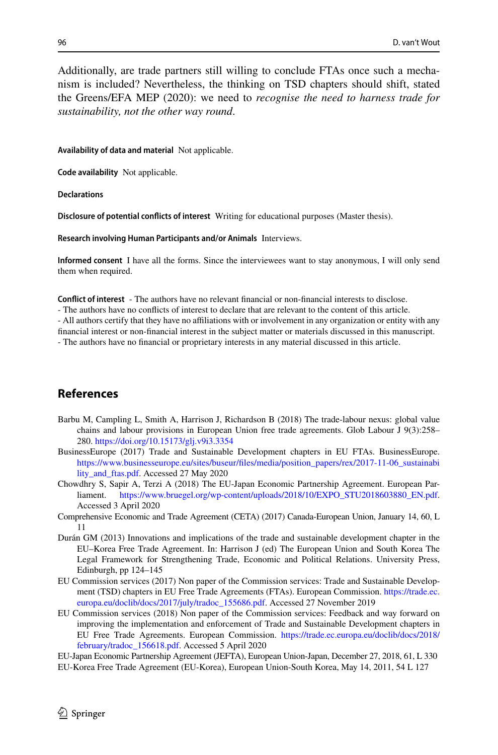Additionally, are trade partners still willing to conclude FTAs once such a mechanism is included? Nevertheless, the thinking on TSD chapters should shift, stated the Greens/EFA MEP (2020): we need to *recognise the need to harness trade for sustainability, not the other way round*.

**Availability of data and material** Not applicable.

**Code availability** Not applicable.

**Declarations**

**Disclosure of potential conflicts of interest** Writing for educational purposes (Master thesis).

**Research involving Human Participants and/or Animals** Interviews.

**Informed consent** I have all the forms. Since the interviewees want to stay anonymous, I will only send them when required.

**Conflict of interest** - The authors have no relevant financial or non-financial interests to disclose.
- The authors have no conflicts of interest to declare that are relevant to the content of this article.
- All authors certify that they have no affiliations with or involvement in any organization or entity with any financial interest or non-financial interest in the subject matter or materials discussed in this manuscript.
- The authors have no financial or proprietary interests in any material discussed in this article.

## References

Barbu M, Campling L, Smith A, Harrison J, Richardson B (2018) The trade-labour nexus: global value chains and labour provisions in European Union free trade agreements. Glob Labour J 9(3):258–280. https://doi.org/10.15173/glj.v9i3.3354

BusinessEurope (2017) Trade and Sustainable Development chapters in EU FTAs. BusinessEurope. https://www.businesseurope.eu/sites/buseur/files/media/position_papers/rex/2017-11-06_sustainability_and_ftas.pdf. Accessed 27 May 2020

Chowdhry S, Sapir A, Terzi A (2018) The EU-Japan Economic Partnership Agreement. European Parliament. https://www.bruegel.org/wp-content/uploads/2018/10/EXPO_STU2018603880_EN.pdf. Accessed 3 April 2020

Comprehensive Economic and Trade Agreement (CETA) (2017) Canada-European Union, January 14, 60, L 11

Durán GM (2013) Innovations and implications of the trade and sustainable development chapter in the EU–Korea Free Trade Agreement. In: Harrison J (ed) The European Union and South Korea The Legal Framework for Strengthening Trade, Economic and Political Relations. University Press, Edinburgh, pp 124–145

EU Commission services (2017) Non paper of the Commission services: Trade and Sustainable Development (TSD) chapters in EU Free Trade Agreements (FTAs). European Commission. https://trade.ec.europa.eu/doclib/docs/2017/july/tradoc_155686.pdf. Accessed 27 November 2019

EU Commission services (2018) Non paper of the Commission services: Feedback and way forward on improving the implementation and enforcement of Trade and Sustainable Development chapters in EU Free Trade Agreements. European Commission. https://trade.ec.europa.eu/doclib/docs/2018/february/tradoc_156618.pdf. Accessed 5 April 2020

EU-Japan Economic Partnership Agreement (JEFTA), European Union-Japan, December 27, 2018, 61, L 330

EU-Korea Free Trade Agreement (EU-Korea), European Union-South Korea, May 14, 2011, 54 L 127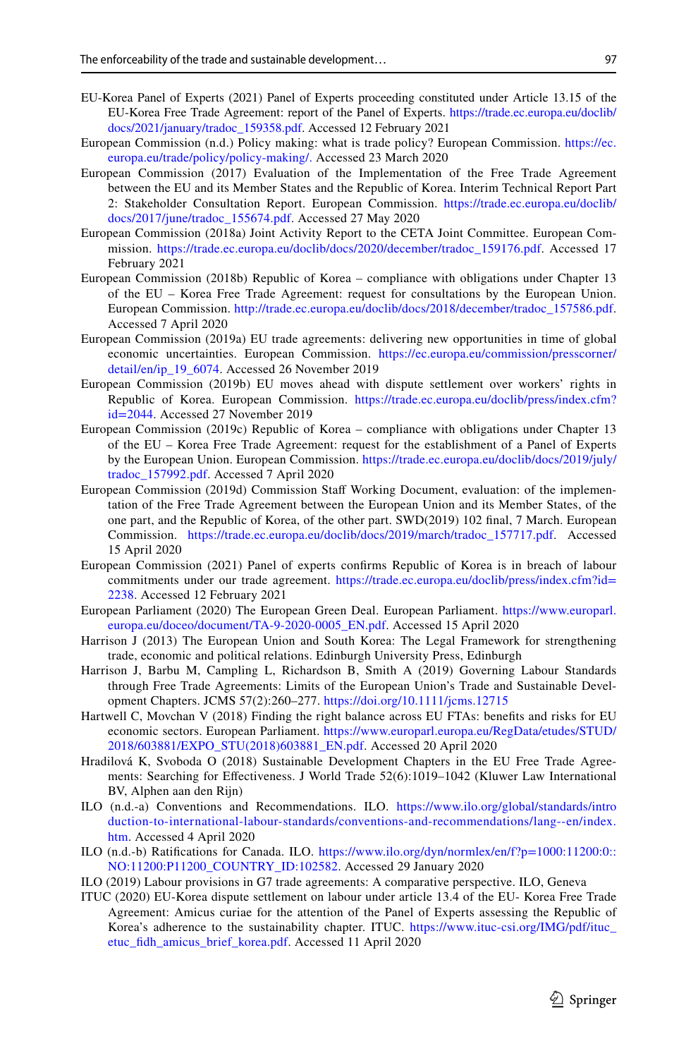EU-Korea Panel of Experts (2021) Panel of Experts proceeding constituted under Article 13.15 of the EU-Korea Free Trade Agreement: report of the Panel of Experts. https://trade.ec.europa.eu/doclib/docs/2021/january/tradoc_159358.pdf. Accessed 12 February 2021

European Commission (n.d.) Policy making: what is trade policy? European Commission. https://ec.europa.eu/trade/policy/policy-making/. Accessed 23 March 2020

European Commission (2017) Evaluation of the Implementation of the Free Trade Agreement between the EU and its Member States and the Republic of Korea. Interim Technical Report Part 2: Stakeholder Consultation Report. European Commission. https://trade.ec.europa.eu/doclib/docs/2017/june/tradoc_155674.pdf. Accessed 27 May 2020

European Commission (2018a) Joint Activity Report to the CETA Joint Committee. European Commission. https://trade.ec.europa.eu/doclib/docs/2020/december/tradoc_159176.pdf. Accessed 17 February 2021

European Commission (2018b) Republic of Korea – compliance with obligations under Chapter 13 of the EU – Korea Free Trade Agreement: request for consultations by the European Union. European Commission. http://trade.ec.europa.eu/doclib/docs/2018/december/tradoc_157586.pdf. Accessed 7 April 2020

European Commission (2019a) EU trade agreements: delivering new opportunities in time of global economic uncertainties. European Commission. https://ec.europa.eu/commission/presscorner/detail/en/ip_19_6074. Accessed 26 November 2019

European Commission (2019b) EU moves ahead with dispute settlement over workers' rights in Republic of Korea. European Commission. https://trade.ec.europa.eu/doclib/press/index.cfm?id=2044. Accessed 27 November 2019

European Commission (2019c) Republic of Korea – compliance with obligations under Chapter 13 of the EU – Korea Free Trade Agreement: request for the establishment of a Panel of Experts by the European Union. European Commission. https://trade.ec.europa.eu/doclib/docs/2019/july/tradoc_157992.pdf. Accessed 7 April 2020

European Commission (2019d) Commission Staff Working Document, evaluation: of the implementation of the Free Trade Agreement between the European Union and its Member States, of the one part, and the Republic of Korea, of the other part. SWD(2019) 102 final, 7 March. European Commission. https://trade.ec.europa.eu/doclib/docs/2019/march/tradoc_157717.pdf. Accessed 15 April 2020

European Commission (2021) Panel of experts confirms Republic of Korea is in breach of labour commitments under our trade agreement. https://trade.ec.europa.eu/doclib/press/index.cfm?id=2238. Accessed 12 February 2021

European Parliament (2020) The European Green Deal. European Parliament. https://www.europarl.europa.eu/doceo/document/TA-9-2020-0005_EN.pdf. Accessed 15 April 2020

Harrison J (2013) The European Union and South Korea: The Legal Framework for strengthening trade, economic and political relations. Edinburgh University Press, Edinburgh

Harrison J, Barbu M, Campling L, Richardson B, Smith A (2019) Governing Labour Standards through Free Trade Agreements: Limits of the European Union's Trade and Sustainable Development Chapters. JCMS 57(2):260–277. https://doi.org/10.1111/jcms.12715

Hartwell C, Movchan V (2018) Finding the right balance across EU FTAs: benefits and risks for EU economic sectors. European Parliament. https://www.europarl.europa.eu/RegData/etudes/STUD/2018/603881/EXPO_STU(2018)603881_EN.pdf. Accessed 20 April 2020

Hradilová K, Svoboda O (2018) Sustainable Development Chapters in the EU Free Trade Agreements: Searching for Effectiveness. J World Trade 52(6):1019–1042 (Kluwer Law International BV, Alphen aan den Rijn)

ILO (n.d.-a) Conventions and Recommendations. ILO. https://www.ilo.org/global/standards/introduction-to-international-labour-standards/conventions-and-recommendations/lang--en/index.htm. Accessed 4 April 2020

ILO (n.d.-b) Ratifications for Canada. ILO. https://www.ilo.org/dyn/normlex/en/f?p=1000:11200:0::NO:11200:P11200_COUNTRY_ID:102582. Accessed 29 January 2020

ILO (2019) Labour provisions in G7 trade agreements: A comparative perspective. ILO, Geneva

ITUC (2020) EU-Korea dispute settlement on labour under article 13.4 of the EU- Korea Free Trade Agreement: Amicus curiae for the attention of the Panel of Experts assessing the Republic of Korea's adherence to the sustainability chapter. ITUC. https://www.ituc-csi.org/IMG/pdf/ituc_etuc_fidh_amicus_brief_korea.pdf. Accessed 11 April 2020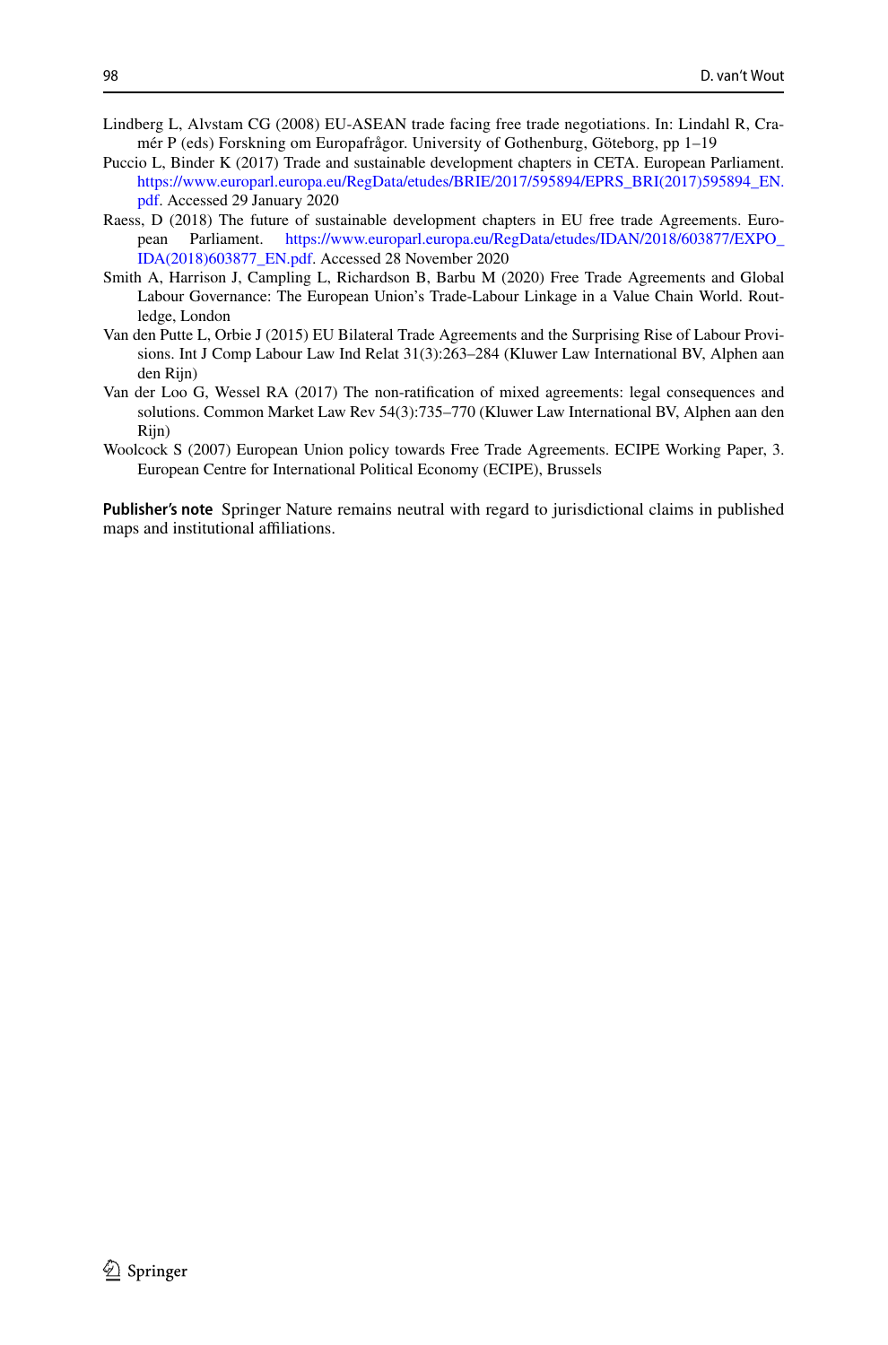Lindberg L, Alvstam CG (2008) EU-ASEAN trade facing free trade negotiations. In: Lindahl R, Cramér P (eds) Forskning om Europafrågor. University of Gothenburg, Göteborg, pp 1–19

Puccio L, Binder K (2017) Trade and sustainable development chapters in CETA. European Parliament. https://www.europarl.europa.eu/RegData/etudes/BRIE/2017/595894/EPRS_BRI(2017)595894_EN.pdf. Accessed 29 January 2020

Raess, D (2018) The future of sustainable development chapters in EU free trade Agreements. European Parliament. https://www.europarl.europa.eu/RegData/etudes/IDAN/2018/603877/EXPO_IDA(2018)603877_EN.pdf. Accessed 28 November 2020

Smith A, Harrison J, Campling L, Richardson B, Barbu M (2020) Free Trade Agreements and Global Labour Governance: The European Union's Trade-Labour Linkage in a Value Chain World. Routledge, London

Van den Putte L, Orbie J (2015) EU Bilateral Trade Agreements and the Surprising Rise of Labour Provisions. Int J Comp Labour Law Ind Relat 31(3):263–284 (Kluwer Law International BV, Alphen aan den Rijn)

Van der Loo G, Wessel RA (2017) The non-ratification of mixed agreements: legal consequences and solutions. Common Market Law Rev 54(3):735–770 (Kluwer Law International BV, Alphen aan den Rijn)

Woolcock S (2007) European Union policy towards Free Trade Agreements. ECIPE Working Paper, 3. European Centre for International Political Economy (ECIPE), Brussels

**Publisher's note** Springer Nature remains neutral with regard to jurisdictional claims in published maps and institutional affiliations.